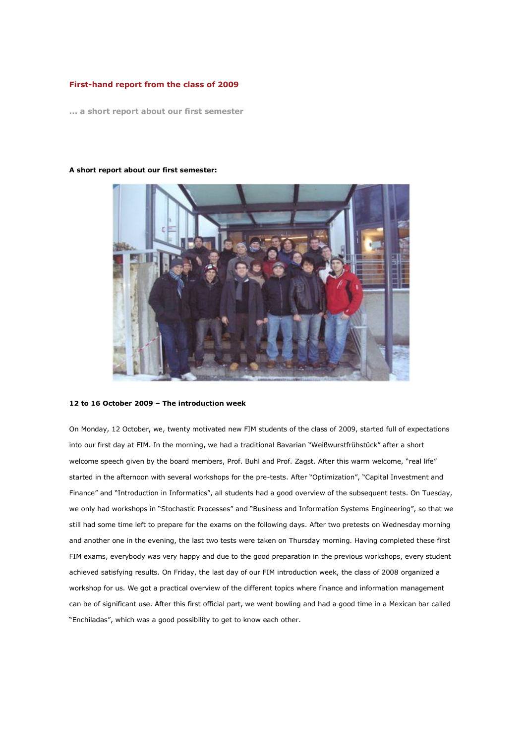# First-hand report from the class of 2009

**... a short report about our first semester**

**A short report about our first semester:**

**12 to 16 October 2009 – The introduction week**

On Monday, 12 October, we, twenty motivated new FIM students of the class of 2009, started full of expectations into our first day at FIM. In the morning, we had a traditional Bavarian "Weißwurstfrühstück" after a short welcome speech given by the board members, Prof. Buhl and Prof. Zagst. After this warm welcome, "real life" started in the afternoon with several workshops for the pre-tests. After "Optimization", "Capital Investment and Finance" and "Introduction in Informatics", all students had a good overview of the subsequent tests. On Tuesday, we only had workshops in "Stochastic Processes" and "Business and Information Systems Engineering", so that we still had some time left to prepare for the exams on the following days. After two pretests on Wednesday morning and another one in the evening, the last two tests were taken on Thursday morning. Having completed these first FIM exams, everybody was very happy and due to the good preparation in the previous workshops, every student achieved satisfying results. On Friday, the last day of our FIM introduction week, the class of 2008 organized a workshop for us. We got a practical overview of the different topics where finance and information management can be of significant use. After this first official part, we went bowling and had a good time in a Mexican bar called "Enchiladas", which was a good possibility to get to know each other.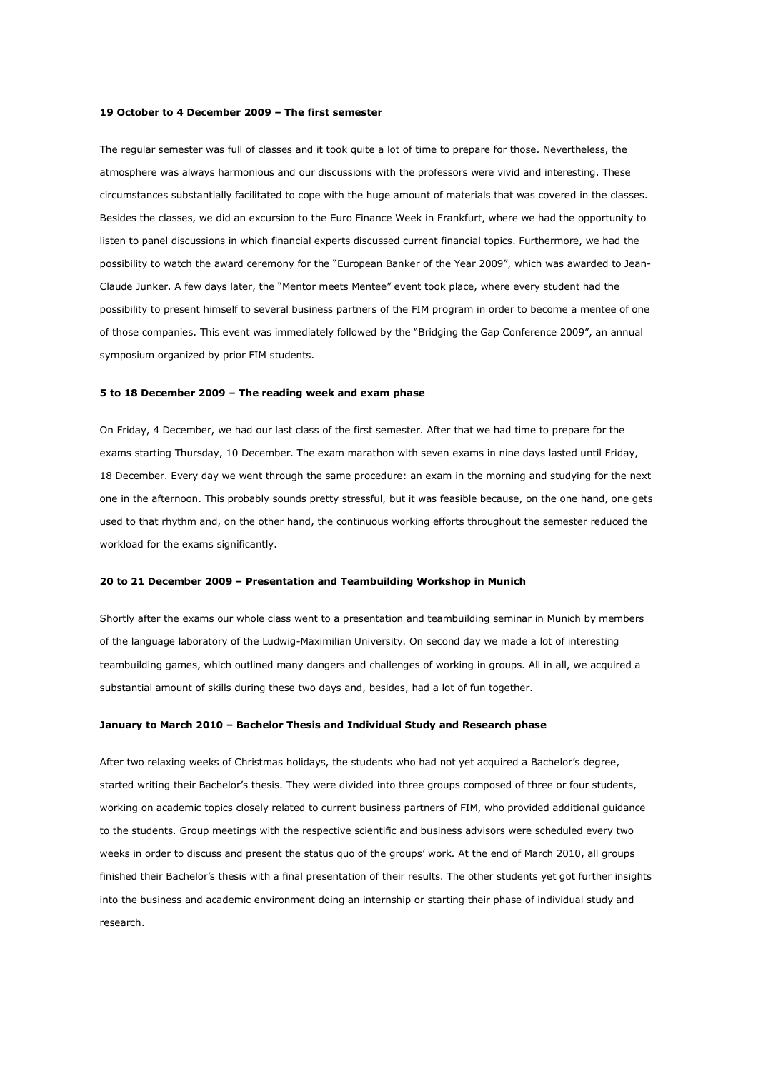**19 October to 4 December 2009 – The first semester**

The regular semester was full of classes and it took quite a lot of time to prepare for those. Nevertheless, the atmosphere was always harmonious and our discussions with the professors were vivid and interesting. These circumstances substantially facilitated to cope with the huge amount of materials that was covered in the classes. Besides the classes, we did an excursion to the Euro Finance Week in Frankfurt, where we had the opportunity to listen to panel discussions in which financial experts discussed current financial topics. Furthermore, we had the possibility to watch the award ceremony for the "European Banker of the Year 2009", which was awarded to Jean-Claude Junker. A few days later, the "Mentor meets Mentee" event took place, where every student had the possibility to present himself to several business partners of the FIM program in order to become a mentee of one of those companies. This event was immediately followed by the "Bridging the Gap Conference 2009", an annual symposium organized by prior FIM students.

**5 to 18 December 2009 – The reading week and exam phase**

On Friday, 4 December, we had our last class of the first semester. After that we had time to prepare for the exams starting Thursday, 10 December. The exam marathon with seven exams in nine days lasted until Friday, 18 December. Every day we went through the same procedure: an exam in the morning and studying for the next one in the afternoon. This probably sounds pretty stressful, but it was feasible because, on the one hand, one gets used to that rhythm and, on the other hand, the continuous working efforts throughout the semester reduced the workload for the exams significantly.

**20 to 21 December 2009 – Presentation and Teambuilding Workshop in Munich**

Shortly after the exams our whole class went to a presentation and teambuilding seminar in Munich by members of the language laboratory of the Ludwig-Maximilian University. On second day we made a lot of interesting teambuilding games, which outlined many dangers and challenges of working in groups. All in all, we acquired a substantial amount of skills during these two days and, besides, had a lot of fun together.

**January to March 2010 – Bachelor Thesis and Individual Study and Research phase**

After two relaxing weeks of Christmas holidays, the students who had not yet acquired a Bachelor's degree, started writing their Bachelor's thesis. They were divided into three groups composed of three or four students, working on academic topics closely related to current business partners of FIM, who provided additional guidance to the students. Group meetings with the respective scientific and business advisors were scheduled every two weeks in order to discuss and present the status quo of the groups' work. At the end of March 2010, all groups finished their Bachelor's thesis with a final presentation of their results. The other students yet got further insights into the business and academic environment doing an internship or starting their phase of individual study and research.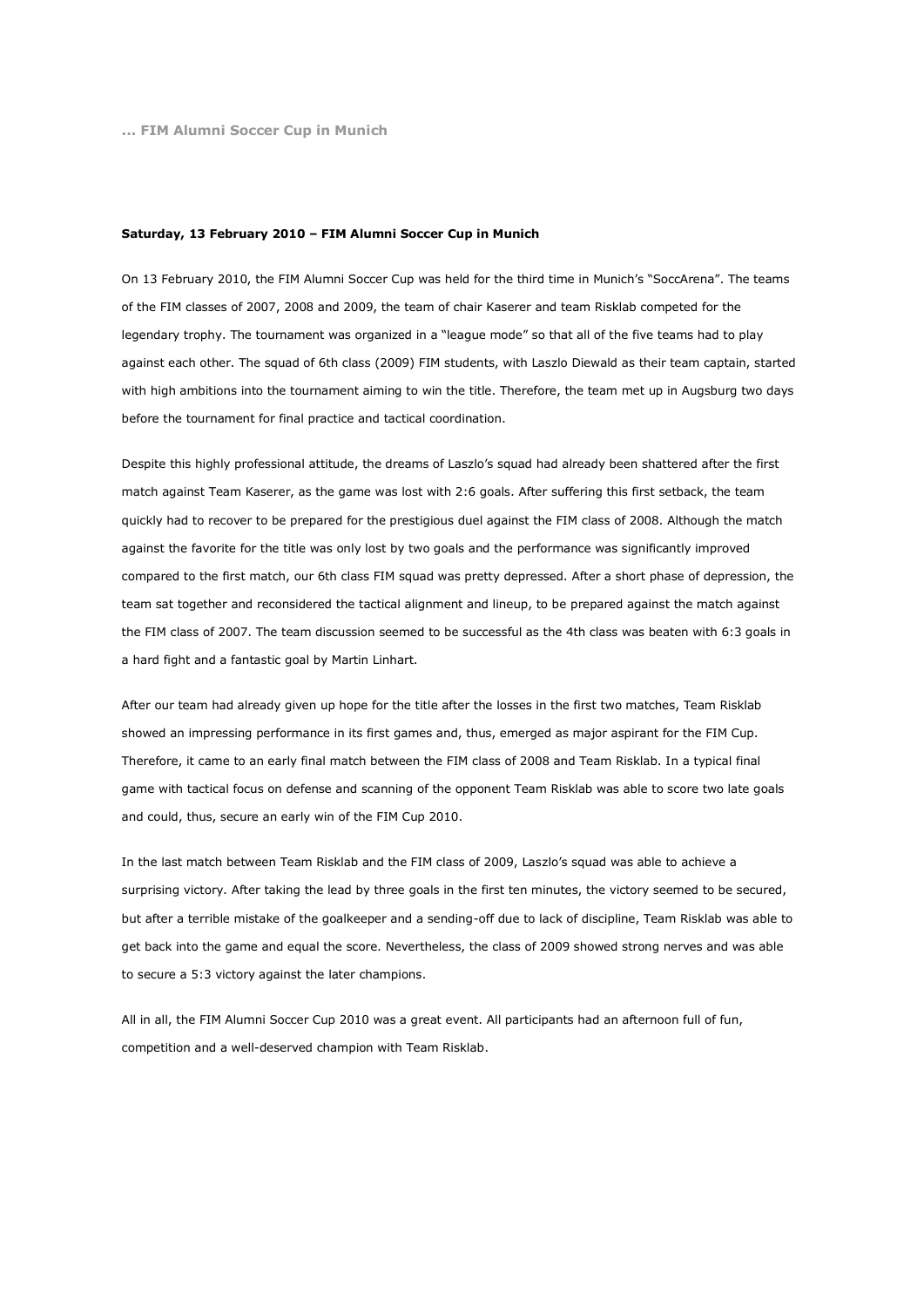**... FIM Alumni Soccer Cup in Munich**

**Saturday, 13 February 2010 – FIM Alumni Soccer Cup in Munich**

On 13 February 2010, the FIM Alumni Soccer Cup was held for the third time in Munich's "SoccArena". The teams of the FIM classes of 2007, 2008 and 2009, the team of chair Kaserer and team Risklab competed for the legendary trophy. The tournament was organized in a "league mode" so that all of the five teams had to play against each other. The squad of 6th class (2009) FIM students, with Laszlo Diewald as their team captain, started with high ambitions into the tournament aiming to win the title. Therefore, the team met up in Augsburg two days before the tournament for final practice and tactical coordination.

Despite this highly professional attitude, the dreams of Laszlo's squad had already been shattered after the first match against Team Kaserer, as the game was lost with 2:6 goals. After suffering this first setback, the team quickly had to recover to be prepared for the prestigious duel against the FIM class of 2008. Although the match against the favorite for the title was only lost by two goals and the performance was significantly improved compared to the first match, our 6th class FIM squad was pretty depressed. After a short phase of depression, the team sat together and reconsidered the tactical alignment and lineup, to be prepared against the match against the FIM class of 2007. The team discussion seemed to be successful as the 4th class was beaten with 6:3 goals in a hard fight and a fantastic goal by Martin Linhart.

After our team had already given up hope for the title after the losses in the first two matches, Team Risklab showed an impressing performance in its first games and, thus, emerged as major aspirant for the FIM Cup. Therefore, it came to an early final match between the FIM class of 2008 and Team Risklab. In a typical final game with tactical focus on defense and scanning of the opponent Team Risklab was able to score two late goals and could, thus, secure an early win of the FIM Cup 2010.

In the last match between Team Risklab and the FIM class of 2009, Laszlo's squad was able to achieve a surprising victory. After taking the lead by three goals in the first ten minutes, the victory seemed to be secured, but after a terrible mistake of the goalkeeper and a sending-off due to lack of discipline, Team Risklab was able to get back into the game and equal the score. Nevertheless, the class of 2009 showed strong nerves and was able to secure a 5:3 victory against the later champions.

All in all, the FIM Alumni Soccer Cup 2010 was a great event. All participants had an afternoon full of fun, competition and a well-deserved champion with Team Risklab.